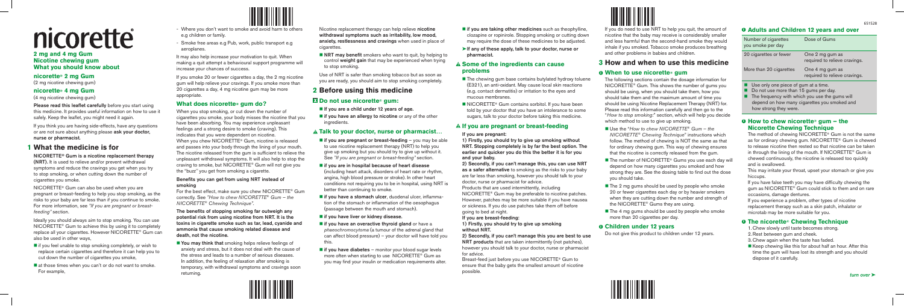# nicorette®

**2 mg and 4 mg Gum**
**Nicotine chewing gum**
**What you should know about**

**nicorette® 2 mg Gum**
(2 mg nicotine chewing gum)

**nicorette® 4 mg Gum**
(4 mg nicotine chewing gum)

**Please read this leaflet carefully** before you start using this medicine. It provides useful information on how to use it safely. Keep the leaflet, you might need it again.

If you think you are having side-effects, have any questions or are not sure about anything please **ask your doctor, nurse or pharmacist.**

## 1 What the medicine is for

**NICORETTE® Gum is a nicotine replacement therapy (NRT).** It is used to relieve and/or prevent withdrawal symptoms and reduce the cravings you get when you try to stop smoking, or when cutting down the number of cigarettes you smoke.

NICORETTE® Gum can also be used when you are pregnant or breast-feeding to help you stop smoking, as the risks to your baby are far less than if you continue to smoke. For more information, see *"If you are pregnant or breast-feeding"* section.

Ideally you should always aim to stop smoking. You can use NICORETTE® Gum to achieve this by using it to completely replace all your cigarettes. However NICORETTE® Gum can also be used in other ways,

- if you feel unable to stop smoking completely, or wish to replace certain cigarettes and therefore it can help you to cut down the number of cigarettes you smoke,
- at those times when you can't or do not want to smoke. For example,
  - Where you don't want to smoke and avoid harm to others e.g children or family.
  - Smoke free areas e.g Pub, work, public transport e.g aeroplanes.

It may also help increase your motivation to quit. When making a quit attempt a behavioural support programme will increase your chances of success.

If you smoke 20 or fewer cigarettes a day, the 2 mg nicotine gum will help relieve your cravings. If you smoke more than 20 cigarettes a day, 4 mg nicotine gum may be more appropriate.

### What does nicorette® gum do?

When you stop smoking, or cut down the number of cigarettes you smoke, your body misses the nicotine that you have been absorbing. You may experience unpleasant feelings and a strong desire to smoke (craving). This indicates that you were dependent on nicotine.
When you chew NICORETTE® Gum, nicotine is released and passes into your body through the lining of your mouth. The nicotine released from the gum is sufficient to relieve the unpleasant withdrawal symptoms. It will also help to stop the craving to smoke, but NICORETTE® Gum will not give you the "buzz" you get from smoking a cigarette.

**Benefits you can get from using NRT instead of smoking**

For the best effect, make sure you chew NICORETTE® Gum correctly. See *"How to chew NICORETTE® Gum – the NICORETTE® Chewing Technique".*

**The benefits of stopping smoking far outweigh any potential risk from using nicotine from NRT. It is the toxins in cigarette smoke such as tar, lead, cyanide and ammonia that cause smoking related disease and death, not the nicotine.**

- **You may think that** smoking helps relieve feelings of anxiety and stress, but it does not deal with the cause of the stress and leads to a number of serious diseases. In addition, the feeling of relaxation after smoking is temporary, with withdrawal symptoms and cravings soon returning.

Nicotine replacement therapy can help relieve **nicotine withdrawal symptoms such as irritability, low mood, anxiety, restlessness and cravings** when used in place of cigarettes.

- **NRT may benefit** smokers who want to quit, by helping to control **weight gain** that may be experienced when trying to stop smoking.

Use of NRT is safer than smoking tobacco but as soon as you are ready, you should aim to stop smoking completely.

## 2 Before using this medicine

### Do not use nicorette® gum:

- **If you are a child under 12 years of age.**
- **If you have an allergy to nicotine** or any of the other ingredients.

### Talk to your doctor, nurse or pharmacist…

- **if you are pregnant or breast-feeding** – you may be able to use nicotine replacement therapy (NRT) to help you give up smoking but you should try to give up without it. See *"If you are pregnant or breast-feeding"* section.
- **if you are in hospital because of heart disease** (including heart attack, disorders of heart rate or rhythm, angina, high blood pressure or stroke). In other heart conditions not requiring you to be in hospital, using NRT is better than continuing to smoke.
- **if you have a stomach ulcer**, duodenal ulcer, inflammation of the stomach or inflammation of the oesophagus (passage between the mouth and stomach).
- **if you have liver or kidney disease.**
- **if you have an overactive thyroid gland** or have a *phaeochromocytoma* (a tumour of the adrenal gland that can affect blood pressure) – your doctor will have told you this.
- **if you have diabetes** – monitor your blood sugar levels more often when starting to use NICORETTE® Gum as you may find your insulin or medication requirements alter.
- **if you are taking other medicines** such as theophylline, clozapine or ropinirole. Stopping smoking or cutting down may require the dose of these medicines to be adjusted.

➤ **If any of these apply, talk to your doctor, nurse or pharmacist.**

### Some of the ingredients can cause problems

- The chewing gum base contains butylated hydroxy toluene (E321), an anti-oxidant. May cause local skin reactions (e.g. contact dermatitis) or irritation to the eyes and mucous membranes.
- NICORETTE® Gum contains sorbitol. If you have been told by your doctor that you have an intolerance to some sugars, talk to your doctor before taking this medicine.

### If you are pregnant or breast-feeding

**If you are pregnant:**

**1) Firstly, you should try to give up smoking without NRT. Stopping completely is by far the best option. The earlier and quicker you do this the better it is for you and your baby.**

**2) Secondly, if you can't manage this, you can use NRT as a safer alternative** to smoking as the risks to your baby are far less than smoking, however you should talk to your doctor, nurse or pharmacist for advice.

Products that are used intermittently, including NICORETTE® Gum may be preferable to nicotine patches. However, patches may be more suitable if you have nausea or sickness. If you do use patches take them off before going to bed at night.

**If you are breast-feeding:**

**1) Firstly, you should try to give up smoking without NRT.**

**2) Secondly, if you can't manage this you are best to use NRT products** that are taken intermittently (not patches), however you should talk to your doctor, nurse or pharmacist for advice.

Breast-feed just before you use NICORETTE® Gum to ensure that the baby gets the smallest amount of nicotine possible.

If you do need to use NRT to help you quit, the amount of nicotine that the baby may receive is considerably smaller and less harmful than the second-hand smoke they would inhale if you smoked. Tobacco smoke produces breathing and other problems in babies and children.

## 3 How and when to use this medicine

### When to use nicorette® gum

The following sections contain the dosage information for NICORETTE® Gum. This shows the number of gums you should be using, when you should take them, how you should take them and the maximum amount of time you should be using Nicotine Replacement Therapy (NRT) for. Please read this information carefully and then go to the "*How to stop smoking:*" section, which will help you decide which method to use to give up smoking.

- Use the "*How to chew NICORETTE® Gum – the NICORETTE® Chewing Technique*" instructions which follow. The method of chewing is NOT the same as that for ordinary chewing gum. This way of chewing ensures that the nicotine is correctly released from the gum.
- The number of NICORETTE® Gums you use each day will depend on how many cigarettes you smoked and how strong they are. See the dosing table to find out the dose you should take.
- The 2 mg gums should be used by people who smoke 20 or fewer cigarettes each day or by heavier smokers when they are cutting down the number and strength of the NICORETTE® Gums they are using.
- The 4 mg gums should be used by people who smoke more than 20 cigarettes per day.

### Children under 12 years

Do not give this product to children under 12 years.

### Adults and Children 12 years and over

| Number of cigarettes you smoke per day | Dose of Gums |
|---|---|
| 20 cigarettes or fewer | One 2 mg gum as required to relieve cravings. |
| More than 20 cigarettes | One 4 mg gum as required to relieve cravings. |

- Use only one piece of gum at a time.
- Do not use more than 15 gums per day.
- The frequency with which you use the gums will depend on how many cigarettes you smoked and how strong they were.

### How to chew nicorette® gum – the Nicorette Chewing Technique

The method of chewing NICORETTE® Gum is not the same as for ordinary chewing gum. NICORETTE® Gum is chewed to release nicotine then rested so that nicotine can be taken in through the lining of the mouth. If NICORETTE® Gum is chewed continuously, the nicotine is released too quickly and is swallowed.

This may irritate your throat, upset your stomach or give you hiccups.

If you have false teeth you may have difficulty chewing the gum as NICORETTE® Gum could stick to them and on rare occasions, damage dentures.

If you experience a problem, other types of nicotine replacement therapy such as a skin patch, inhalator or microtab may be more suitable for you.

### The nicorette® Chewing Technique

1. Chew slowly until taste becomes strong.
2. Rest between gum and cheek.
3. Chew again when the taste has faded.

- Keep chewing like this for about half an hour. After this time the gum will have lost its strength and you should dispose of it carefully.

*turn over* ➤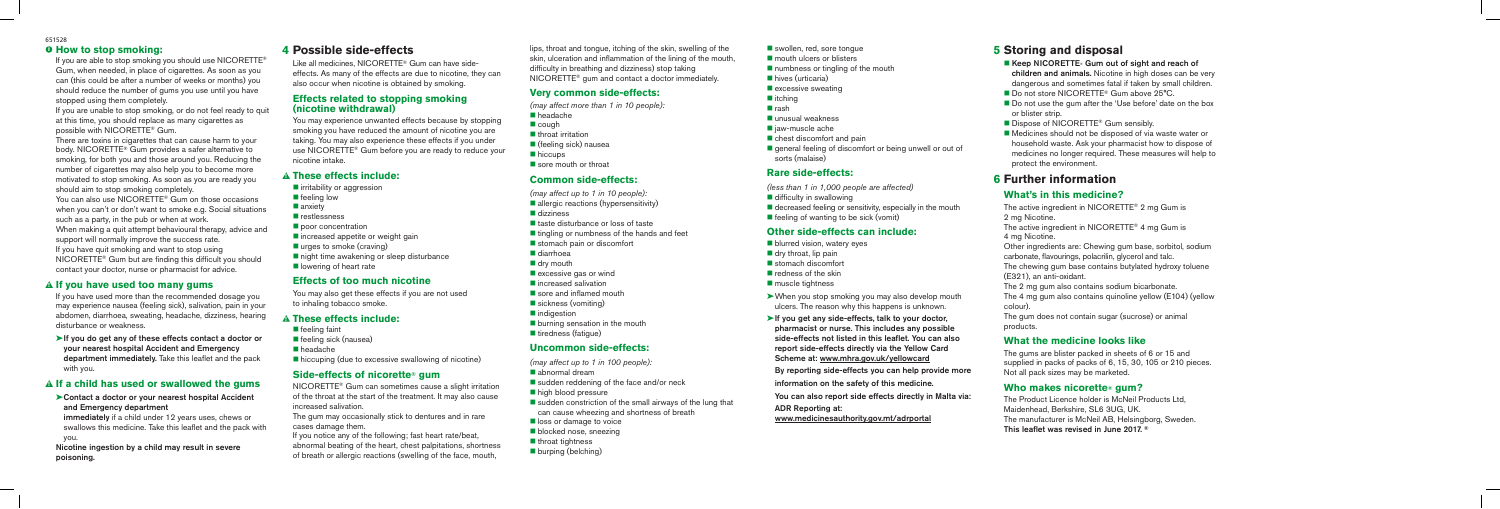651528

## ❸ How to stop smoking:

If you are able to stop smoking you should use NICORETTE® Gum, when needed, in place of cigarettes. As soon as you can (this could be after a number of weeks or months) you should reduce the number of gums you use until you have stopped using them completely.

If you are unable to stop smoking, or do not feel ready to quit at this time, you should replace as many cigarettes as possible with NICORETTE® Gum.

There are toxins in cigarettes that can cause harm to your body. NICORETTE® Gum provides a safer alternative to smoking, for both you and those around you. Reducing the number of cigarettes may also help you to become more motivated to stop smoking. As soon as you are ready you should aim to stop smoking completely.

You can also use NICORETTE® Gum on those occasions when you can't or don't want to smoke e.g. Social situations such as a party, in the pub or when at work.

When making a quit attempt behavioural therapy, advice and support will normally improve the success rate.

If you have quit smoking and want to stop using NICORETTE® Gum but are finding this difficult you should contact your doctor, nurse or pharmacist for advice.

## ⚠ If you have used too many gums

If you have used more than the recommended dosage you may experience nausea (feeling sick), salivation, pain in your abdomen, diarrhoea, sweating, headache, dizziness, hearing disturbance or weakness.

➤ **If you do get any of these effects contact a doctor or your nearest hospital Accident and Emergency department immediately.** Take this leaflet and the pack with you.

## ⚠ If a child has used or swallowed the gums

➤ **Contact a doctor or your nearest hospital Accident and Emergency department immediately** if a child under 12 years uses, chews or swallows this medicine. Take this leaflet and the pack with you.

**Nicotine ingestion by a child may result in severe poisoning.**

# 4 Possible side-effects

Like all medicines, NICORETTE® Gum can have side-effects. As many of the effects are due to nicotine, they can also occur when nicotine is obtained by smoking.

### Effects related to stopping smoking (nicotine withdrawal)

You may experience unwanted effects because by stopping smoking you have reduced the amount of nicotine you are taking. You may also experience these effects if you under use NICORETTE® Gum before you are ready to reduce your nicotine intake.

### ⚠ These effects include:

- irritability or aggression
- feeling low
- anxiety
- restlessness
- poor concentration
- increased appetite or weight gain
- urges to smoke (craving)
- night time awakening or sleep disturbance
- lowering of heart rate

### Effects of too much nicotine

You may also get these effects if you are not used to inhaling tobacco smoke.

### ⚠ These effects include:

- feeling faint
- feeling sick (nausea)
- headache
- hiccuping (due to excessive swallowing of nicotine)

### Side-effects of nicorette® gum

NICORETTE® Gum can sometimes cause a slight irritation of the throat at the start of the treatment. It may also cause increased salivation.

The gum may occasionally stick to dentures and in rare cases damage them.

If you notice any of the following; fast heart rate/beat, abnormal beating of the heart, chest palpitations, shortness of breath or allergic reactions (swelling of the face, mouth, lips, throat and tongue, itching of the skin, swelling of the skin, ulceration and inflammation of the lining of the mouth, difficulty in breathing and dizziness) stop taking NICORETTE® gum and contact a doctor immediately.

### Very common side-effects:

*(may affect more than 1 in 10 people):*

- headache
- cough
- throat irritation
- (feeling sick) nausea
- hiccups
- sore mouth or throat

### Common side-effects:

*(may affect up to 1 in 10 people):*

- allergic reactions (hypersensitivity)
- dizziness
- taste disturbance or loss of taste
- tingling or numbness of the hands and feet
- stomach pain or discomfort
- diarrhoea
- dry mouth
- excessive gas or wind
- increased salivation
- sore and inflamed mouth
- sickness (vomiting)
- indigestion
- burning sensation in the mouth
- tiredness (fatigue)

### Uncommon side-effects:

*(may affect up to 1 in 100 people):*

- abnormal dream
- sudden reddening of the face and/or neck
- high blood pressure
- sudden constriction of the small airways of the lung that can cause wheezing and shortness of breath
- loss or damage to voice
- blocked nose, sneezing
- throat tightness
- burping (belching)
- swollen, red, sore tongue
- mouth ulcers or blisters
- numbness or tingling of the mouth
- hives (urticaria)
- excessive sweating
- itching
- rash
- unusual weakness
- jaw-muscle ache
- chest discomfort and pain
- general feeling of discomfort or being unwell or out of sorts (malaise)

### Rare side-effects:

*(less than 1 in 1,000 people are affected)*

- difficulty in swallowing
- decreased feeling or sensitivity, especially in the mouth
- feeling of wanting to be sick (vomit)

### Other side-effects can include:

- blurred vision, watery eyes
- dry throat, lip pain
- stomach discomfort
- redness of the skin
- muscle tightness

➤ When you stop smoking you may also develop mouth ulcers. The reason why this happens is unknown.

➤ **If you get any side-effects, talk to your doctor, pharmacist or nurse. This includes any possible side-effects not listed in this leaflet. You can also report side-effects directly via the Yellow Card Scheme at: www.mhra.gov.uk/yellowcard**

**By reporting side-effects you can help provide more information on the safety of this medicine.**

**You can also report side effects directly in Malta via: ADR Reporting at: www.medicinesauthority.gov.mt/adrportal**

# 5 Storing and disposal

- **Keep NICORETTE® Gum out of sight and reach of children and animals.** Nicotine in high doses can be very dangerous and sometimes fatal if taken by small children.
- Do not store NICORETTE® Gum above 25°C.
- Do not use the gum after the 'Use before' date on the box or blister strip.
- Dispose of NICORETTE® Gum sensibly.
- Medicines should not be disposed of via waste water or household waste. Ask your pharmacist how to dispose of medicines no longer required. These measures will help to protect the environment.

# 6 Further information

### What's in this medicine?

The active ingredient in NICORETTE® 2 mg Gum is 2 mg Nicotine.

The active ingredient in NICORETTE® 4 mg Gum is 4 mg Nicotine.

Other ingredients are: Chewing gum base, sorbitol, sodium carbonate, flavourings, polacrilin, glycerol and talc.

The chewing gum base contains butylated hydroxy toluene (E321), an anti-oxidant.

The 2 mg gum also contains sodium bicarbonate.

The 4 mg gum also contains quinoline yellow (E104) (yellow colour).

The gum does not contain sugar (sucrose) or animal products.

### What the medicine looks like

The gums are blister packed in sheets of 6 or 15 and supplied in packs of packs of 6, 15, 30, 105 or 210 pieces. Not all pack sizes may be marketed.

### Who makes nicorette® gum?

The Product Licence holder is McNeil Products Ltd, Maidenhead, Berkshire, SL6 3UG, UK.

The manufacturer is McNeil AB, Helsingborg, Sweden.

**This leaflet was revised in June 2017. ®**